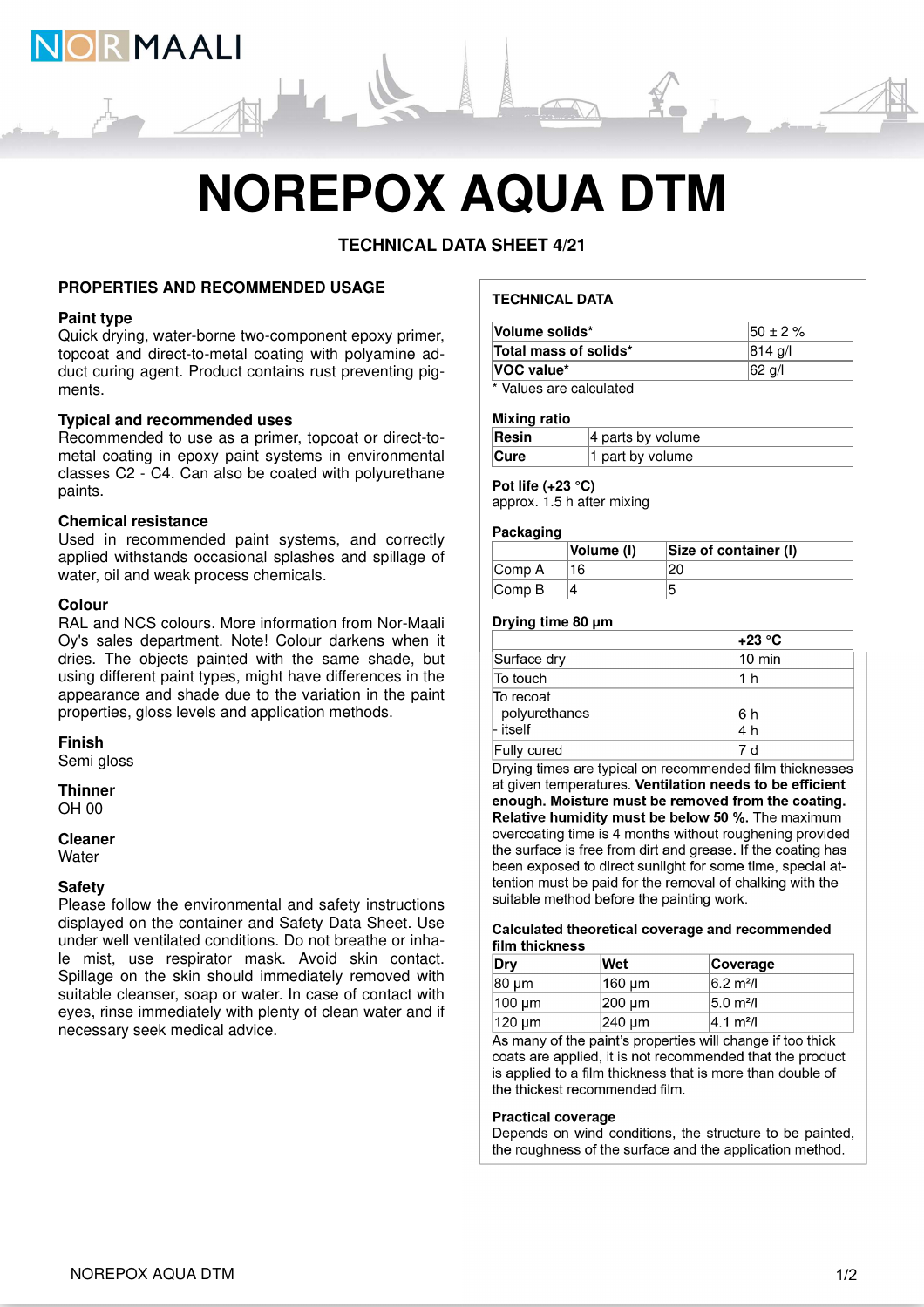// NOR MAALI

# NOREPOX AQUA DTM

**TECHNICAL DATA SHEET 4/21**

## PROPERTIES AND RECOMMENDED USAGE

### Paint type
Quick drying, water-borne two-component epoxy primer, topcoat and direct-to-metal coating with polyamine adduct curing agent. Product contains rust preventing pigments.

### Typical and recommended uses
Recommended to use as a primer, topcoat or direct-to-metal coating in epoxy paint systems in environmental classes C2 - C4. Can also be coated with polyurethane paints.

### Chemical resistance
Used in recommended paint systems, and correctly applied withstands occasional splashes and spillage of water, oil and weak process chemicals.

### Colour
RAL and NCS colours. More information from Nor-Maali Oy's sales department. Note! Colour darkens when it dries. The objects painted with the same shade, but using different paint types, might have differences in the appearance and shade due to the variation in the paint properties, gloss levels and application methods.

### Finish
Semi gloss

### Thinner
OH 00

### Cleaner
Water

### Safety
Please follow the environmental and safety instructions displayed on the container and Safety Data Sheet. Use under well ventilated conditions. Do not breathe or inhale mist, use respirator mask. Avoid skin contact. Spillage on the skin should immediately removed with suitable cleanser, soap or water. In case of contact with eyes, rinse immediately with plenty of clean water and if necessary seek medical advice.

## TECHNICAL DATA

| | |
|---|---|
| **Volume solids*** | 50 ± 2 % |
| **Total mass of solids*** | 814 g/l |
| **VOC value*** | 62 g/l |

\* Values are calculated

### Mixing ratio

| | |
|---|---|
| **Resin** | 4 parts by volume |
| **Cure** | 1 part by volume |

### Pot life (+23 °C)
approx. 1.5 h after mixing

### Packaging

| | Volume (l) | Size of container (l) |
|---|---|---|
| Comp A | 16 | 20 |
| Comp B | 4 | 5 |

### Drying time 80 µm

| | +23 °C |
|---|---|
| Surface dry | 10 min |
| To touch | 1 h |
| To recoat<br>- polyurethanes<br>- itself | <br>6 h<br>4 h |
| Fully cured | 7 d |

Drying times are typical on recommended film thicknesses at given temperatures. **Ventilation needs to be efficient enough. Moisture must be removed from the coating. Relative humidity must be below 50 %.** The maximum overcoating time is 4 months without roughening provided the surface is free from dirt and grease. If the coating has been exposed to direct sunlight for some time, special attention must be paid for the removal of chalking with the suitable method before the painting work.

### Calculated theoretical coverage and recommended film thickness

| Dry | Wet | Coverage |
|---|---|---|
| 80 µm | 160 µm | 6.2 m²/l |
| 100 µm | 200 µm | 5.0 m²/l |
| 120 µm | 240 µm | 4.1 m²/l |

As many of the paint's properties will change if too thick coats are applied, it is not recommended that the product is applied to a film thickness that is more than double of the thickest recommended film.

### Practical coverage
Depends on wind conditions, the structure to be painted, the roughness of the surface and the application method.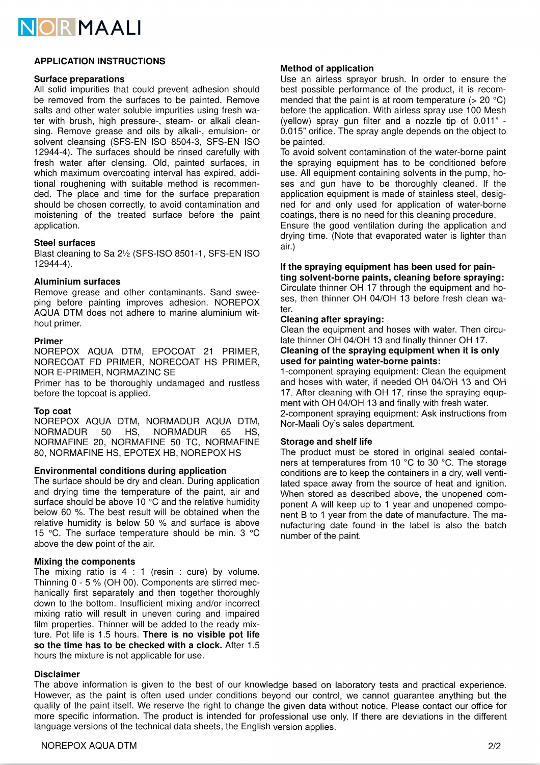## APPLICATION INSTRUCTIONS

### Surface preparations

All solid impurities that could prevent adhesion should be removed from the surfaces to be painted. Remove salts and other water soluble impurities using fresh water with brush, high pressure-, steam- or alkali cleansing. Remove grease and oils by alkali-, emulsion- or solvent cleansing (SFS-EN ISO 8504-3, SFS-EN ISO 12944-4). The surfaces should be rinsed carefully with fresh water after clensing. Old, painted surfaces, in which maximum overcoating interval has expired, additional roughening with suitable method is recommended. The place and time for the surface preparation should be chosen correctly, to avoid contamination and moistening of the treated surface before the paint application.

### Steel surfaces

Blast cleaning to Sa 2½ (SFS-ISO 8501-1, SFS-EN ISO 12944-4).

### Aluminium surfaces

Remove grease and other contaminants. Sand sweeping before painting improves adhesion. NOREPOX AQUA DTM does not adhere to marine aluminium without primer.

### Primer

NOREPOX AQUA DTM, EPOCOAT 21 PRIMER, NORECOAT FD PRIMER, NORECOAT HS PRIMER, NOR E-PRIMER, NORMAZINC SE

Primer has to be thoroughly undamaged and rustless before the topcoat is applied.

### Top coat

NOREPOX AQUA DTM, NORMADUR AQUA DTM, NORMADUR 50 HS, NORMADUR 65 HS, NORMAFINE 20, NORMAFINE 50 TC, NORMAFINE 80, NORMAFINE HS, EPOTEX HB, NOREPOX HS

### Environmental conditions during application

The surface should be dry and clean. During application and drying time the temperature of the paint, air and surface should be above 10 °C and the relative humidity below 60 %. The best result will be obtained when the relative humidity is below 50 % and surface is above 15 °C. The surface temperature should be min. 3 °C above the dew point of the air.

### Mixing the components

The mixing ratio is 4 : 1 (resin : cure) by volume. Thinning 0 - 5 % (OH 00). Components are stirred mechanically first separately and then together thoroughly down to the bottom. Insufficient mixing and/or incorrect mixing ratio will result in uneven curing and impaired film properties. Thinner will be added to the ready mixture. Pot life is 1.5 hours. **There is no visible pot life so the time has to be checked with a clock.** After 1.5 hours the mixture is not applicable for use.

### Method of application

Use an airless sprayor brush. In order to ensure the best possible performance of the product, it is recommended that the paint is at room temperature (> 20 °C) before the application. With airless spray use 100 Mesh (yellow) spray gun filter and a nozzle tip of 0.011" - 0.015" orifice. The spray angle depends on the object to be painted.

To avoid solvent contamination of the water-borne paint the spraying equipment has to be conditioned before use. All equipment containing solvents in the pump, hoses and gun have to be thoroughly cleaned. If the application equipment is made of stainless steel, designed for and only used for application of water-borne coatings, there is no need for this cleaning procedure.

Ensure the good ventilation during the application and drying time. (Note that evaporated water is lighter than air.)

**If the spraying equipment has been used for painting solvent-borne paints, cleaning before spraying:**

Circulate thinner OH 17 through the equipment and hoses, then thinner OH 04/OH 13 before fresh clean water.

**Cleaning after spraying:**

Clean the equipment and hoses with water. Then circulate thinner OH 04/OH 13 and finally thinner OH 17.

**Cleaning of the spraying equipment when it is only used for painting water-borne paints:**

1-component spraying equipment: Clean the equipment and hoses with water, if needed OH 04/OH 13 and OH 17. After cleaning with OH 17, rinse the spraying equipment with OH 04/OH 13 and finally with fresh water.

2-component spraying equipment: Ask instructions from Nor-Maali Oy's sales department.

### Storage and shelf life

The product must be stored in original sealed containers at temperatures from 10 °C to 30 °C. The storage conditions are to keep the containers in a dry, well ventilated space away from the source of heat and ignition. When stored as described above, the unopened component A will keep up to 1 year and unopened component B to 1 year from the date of manufacture. The manufacturing date found in the label is also the batch number of the paint.

### Disclaimer

The above information is given to the best of our knowledge based on laboratory tests and practical experience. However, as the paint is often used under conditions beyond our control, we cannot guarantee anything but the quality of the paint itself. We reserve the right to change the given data without notice. Please contact our office for more specific information. The product is intended for professional use only. If there are deviations in the different language versions of the technical data sheets, the English version applies.